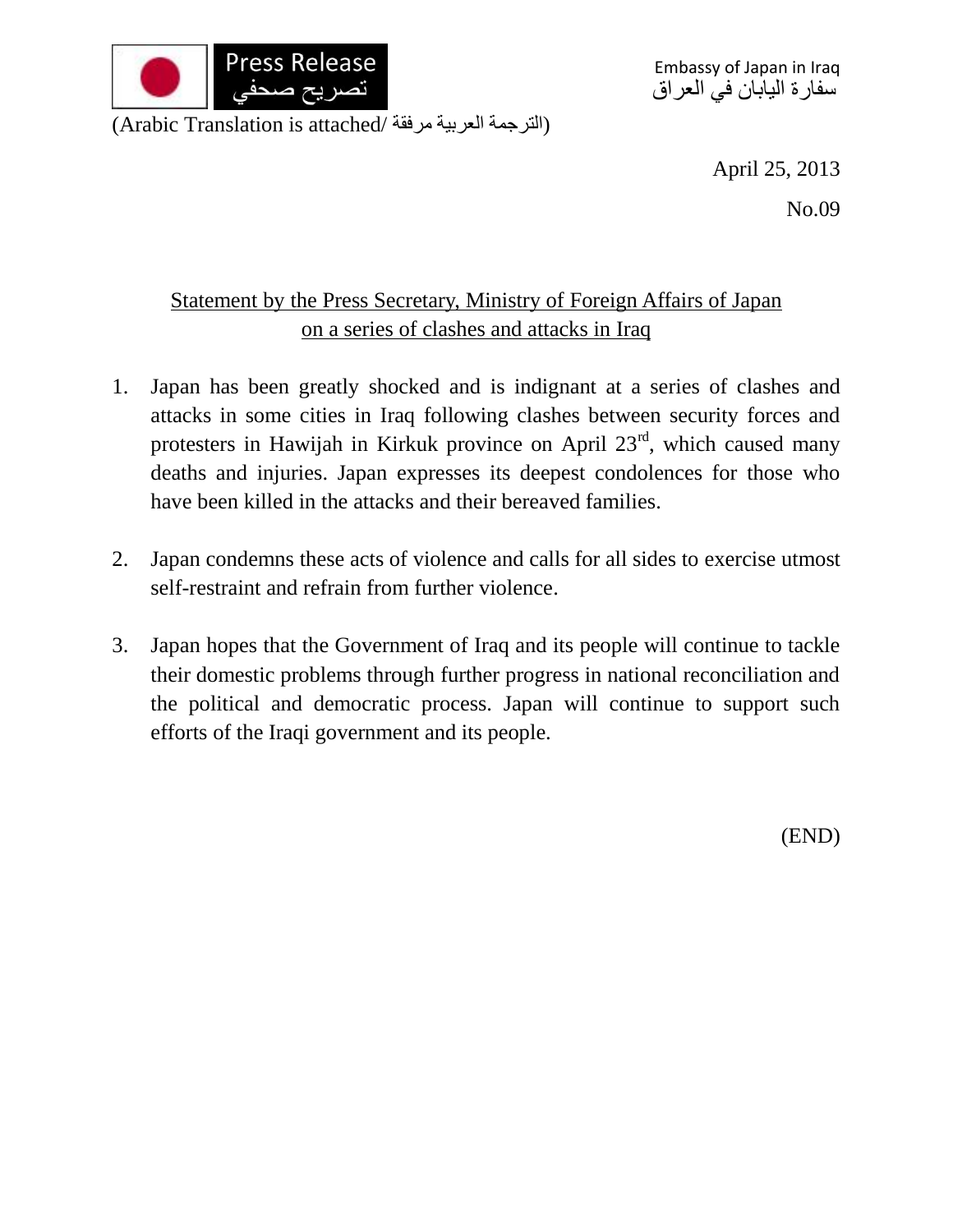Press Release
تصريح صحفي

Embassy of Japan in Iraq
سفارة اليابان في العراق

(Arabic Translation is attached/ الترجمة العربية مرفقة)

April 25, 2013

No.09

## Statement by the Press Secretary, Ministry of Foreign Affairs of Japan on a series of clashes and attacks in Iraq

1. Japan has been greatly shocked and is indignant at a series of clashes and attacks in some cities in Iraq following clashes between security forces and protesters in Hawijah in Kirkuk province on April 23rd, which caused many deaths and injuries. Japan expresses its deepest condolences for those who have been killed in the attacks and their bereaved families.

2. Japan condemns these acts of violence and calls for all sides to exercise utmost self-restraint and refrain from further violence.

3. Japan hopes that the Government of Iraq and its people will continue to tackle their domestic problems through further progress in national reconciliation and the political and democratic process. Japan will continue to support such efforts of the Iraqi government and its people.

(END)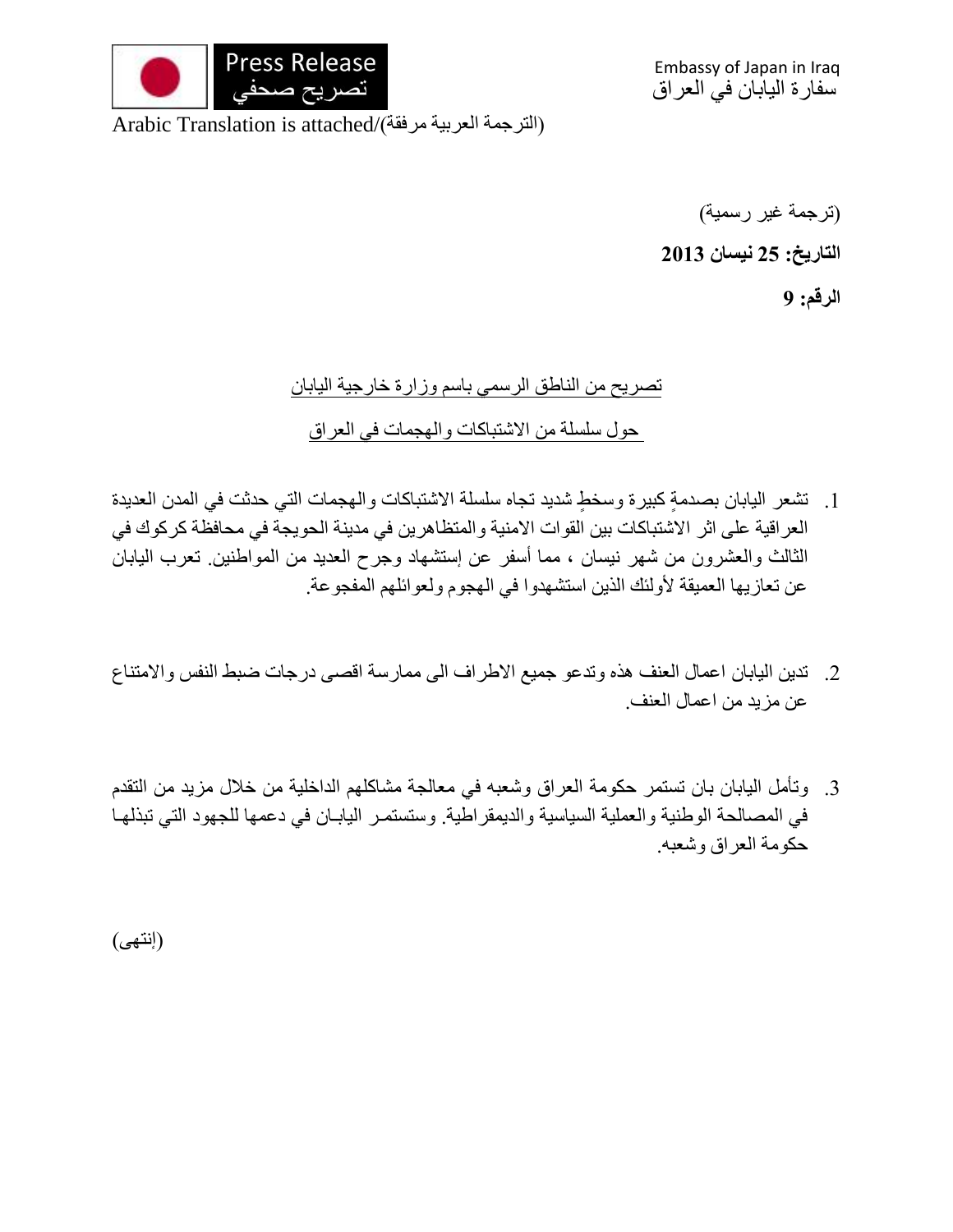Press Release
تصريح صحفي

Embassy of Japan in Iraq
سفارة اليابان في العراق

Arabic Translation is attached/(الترجمة العربية مرفقة)

(ترجمة غير رسمية)

**التاريخ: 25 نيسان 2013**

**الرقم: 9**

تصريح من الناطق الرسمي باسم وزارة خارجية اليابان

حول سلسلة من الاشتباكات والهجمات في العراق

1. تشعر اليابان بصدمةٍ كبيرة وسخطٍ شديد تجاه سلسلة الاشتباكات والهجمات التي حدثت في المدن العديدة العراقية على اثر الاشتباكات بين القوات الامنية والمتظاهرين في مدينة الحويجة في محافظة كركوك في الثالث والعشرون من شهر نيسان ، مما أسفر عن إستشهاد وجرح العديد من المواطنين. تعرب اليابان عن تعازيها العميقة لأولئك الذين استشهدوا في الهجوم ولعوائلهم المفجوعة.

2. تدين اليابان اعمال العنف هذه وتدعو جميع الاطراف الى ممارسة اقصى درجات ضبط النفس والامتناع عن مزيد من اعمال العنف.

3. وتأمل اليابان بان تستمر حكومة العراق وشعبه في معالجة مشاكلهم الداخلية من خلال مزيد من التقدم في المصالحة الوطنية والعملية السياسية والديمقراطية. وستستمر اليابان في دعمها للجهود التي تبذلها حكومة العراق وشعبه.

(إنتهى)